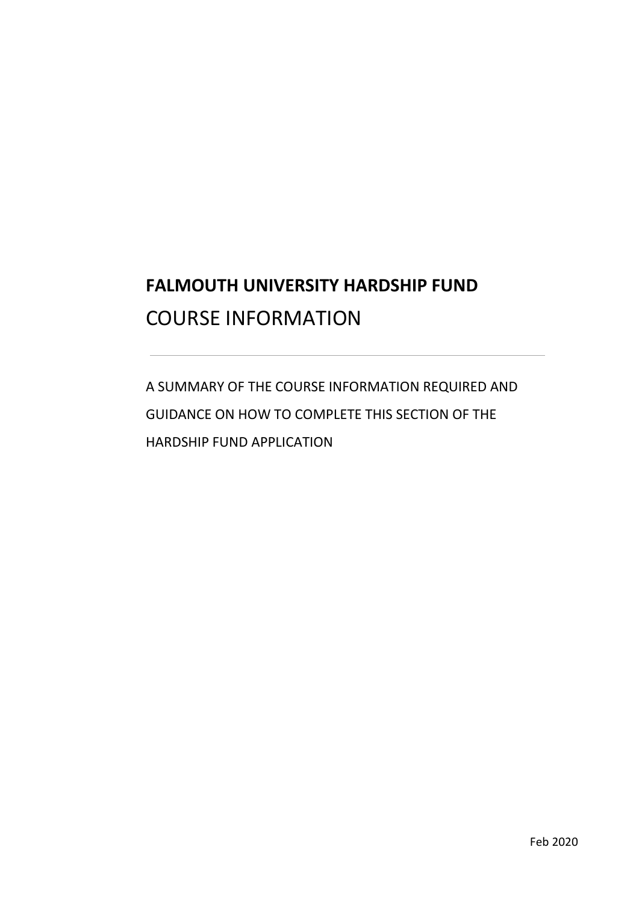# FALMOUTH UNIVERSITY HARDSHIP FUND

## COURSE INFORMATION

---

A SUMMARY OF THE COURSE INFORMATION REQUIRED AND GUIDANCE ON HOW TO COMPLETE THIS SECTION OF THE HARDSHIP FUND APPLICATION

Feb 2020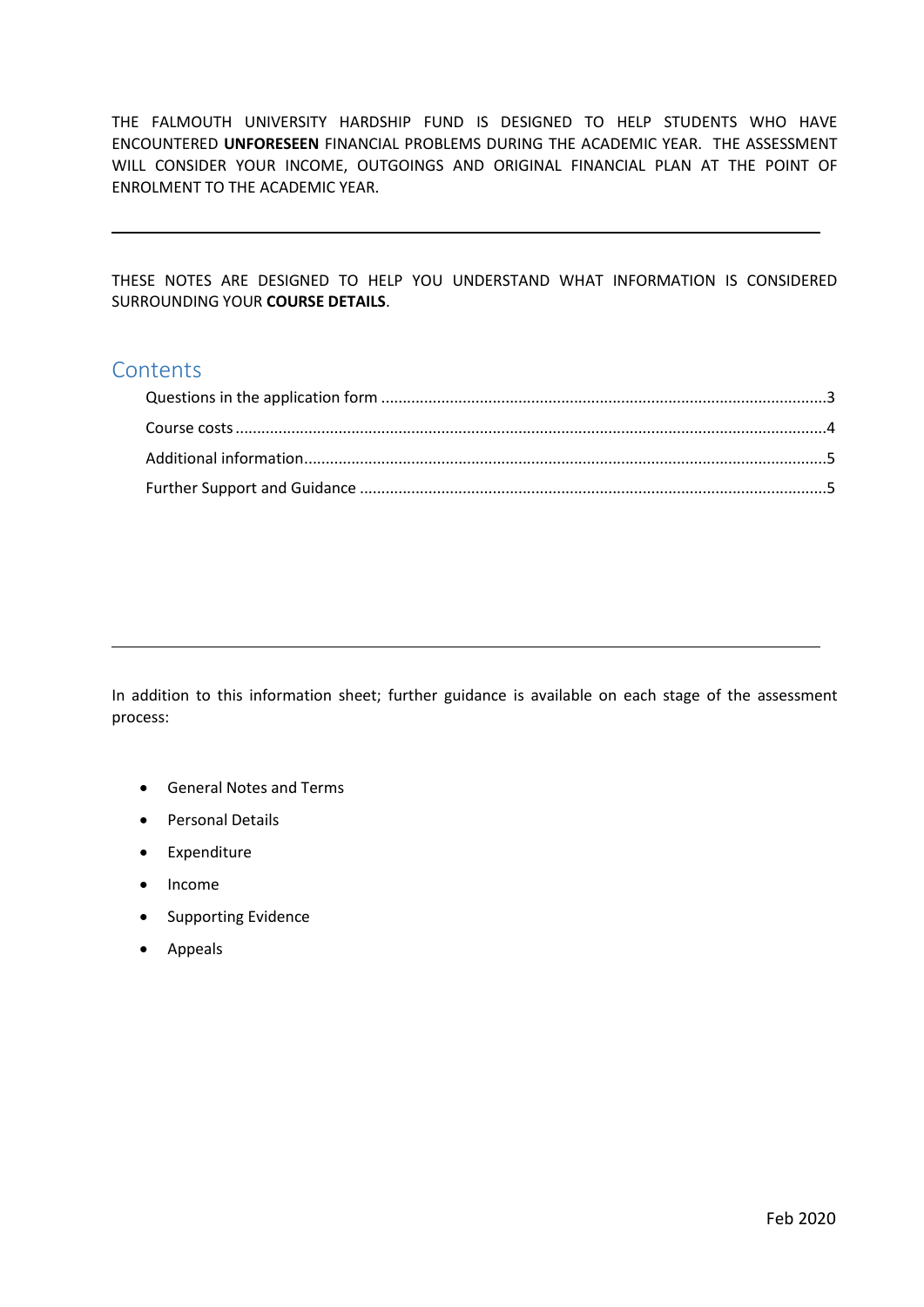THE FALMOUTH UNIVERSITY HARDSHIP FUND IS DESIGNED TO HELP STUDENTS WHO HAVE ENCOUNTERED **UNFORESEEN** FINANCIAL PROBLEMS DURING THE ACADEMIC YEAR. THE ASSESSMENT WILL CONSIDER YOUR INCOME, OUTGOINGS AND ORIGINAL FINANCIAL PLAN AT THE POINT OF ENROLMENT TO THE ACADEMIC YEAR.

---

THESE NOTES ARE DESIGNED TO HELP YOU UNDERSTAND WHAT INFORMATION IS CONSIDERED SURROUNDING YOUR **COURSE DETAILS**.

## Contents

Questions in the application form ....................3

Course costs ....................4

Additional information....................5

Further Support and Guidance ....................5

---

In addition to this information sheet; further guidance is available on each stage of the assessment process:

- General Notes and Terms
- Personal Details
- Expenditure
- Income
- Supporting Evidence
- Appeals

Feb 2020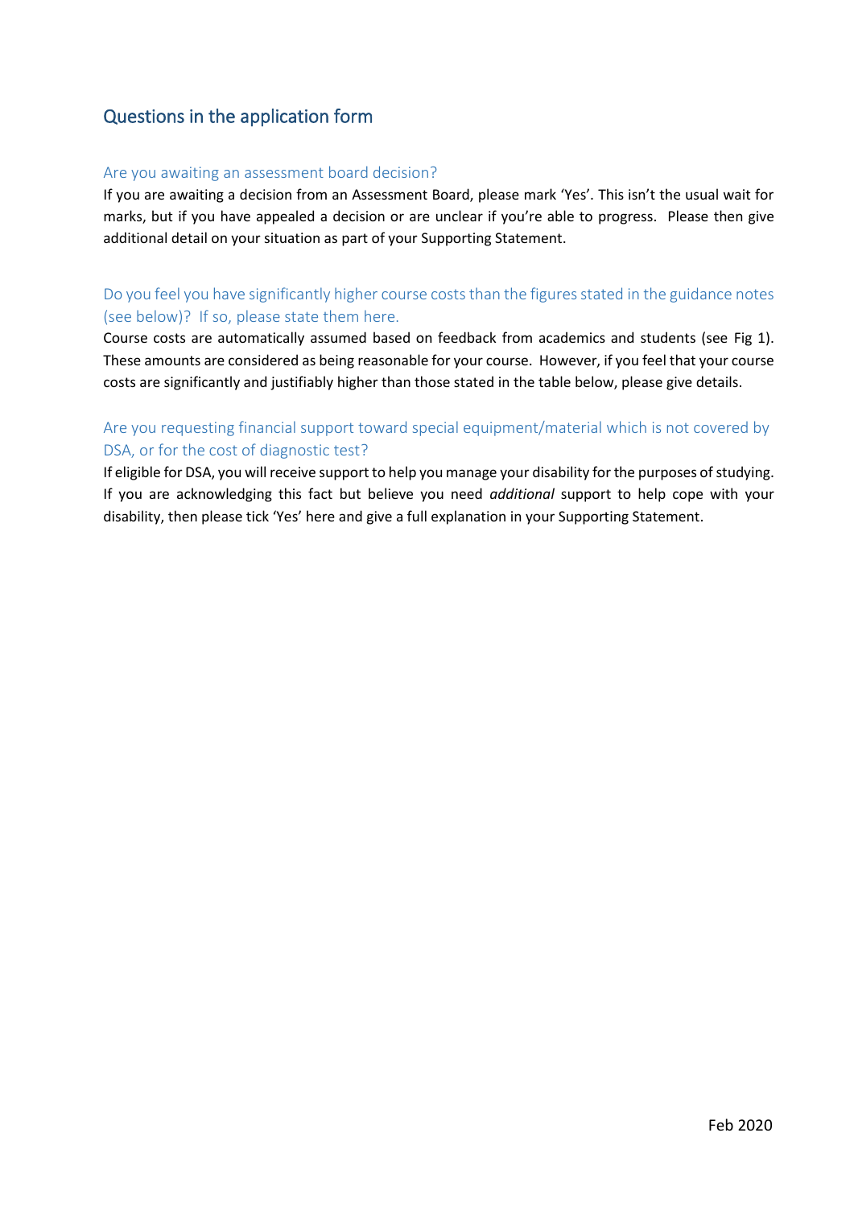## Questions in the application form

### Are you awaiting an assessment board decision?

If you are awaiting a decision from an Assessment Board, please mark 'Yes'. This isn't the usual wait for marks, but if you have appealed a decision or are unclear if you're able to progress. Please then give additional detail on your situation as part of your Supporting Statement.

### Do you feel you have significantly higher course costs than the figures stated in the guidance notes (see below)? If so, please state them here.

Course costs are automatically assumed based on feedback from academics and students (see Fig 1). These amounts are considered as being reasonable for your course. However, if you feel that your course costs are significantly and justifiably higher than those stated in the table below, please give details.

### Are you requesting financial support toward special equipment/material which is not covered by DSA, or for the cost of diagnostic test?

If eligible for DSA, you will receive support to help you manage your disability for the purposes of studying. If you are acknowledging this fact but believe you need *additional* support to help cope with your disability, then please tick 'Yes' here and give a full explanation in your Supporting Statement.

Feb 2020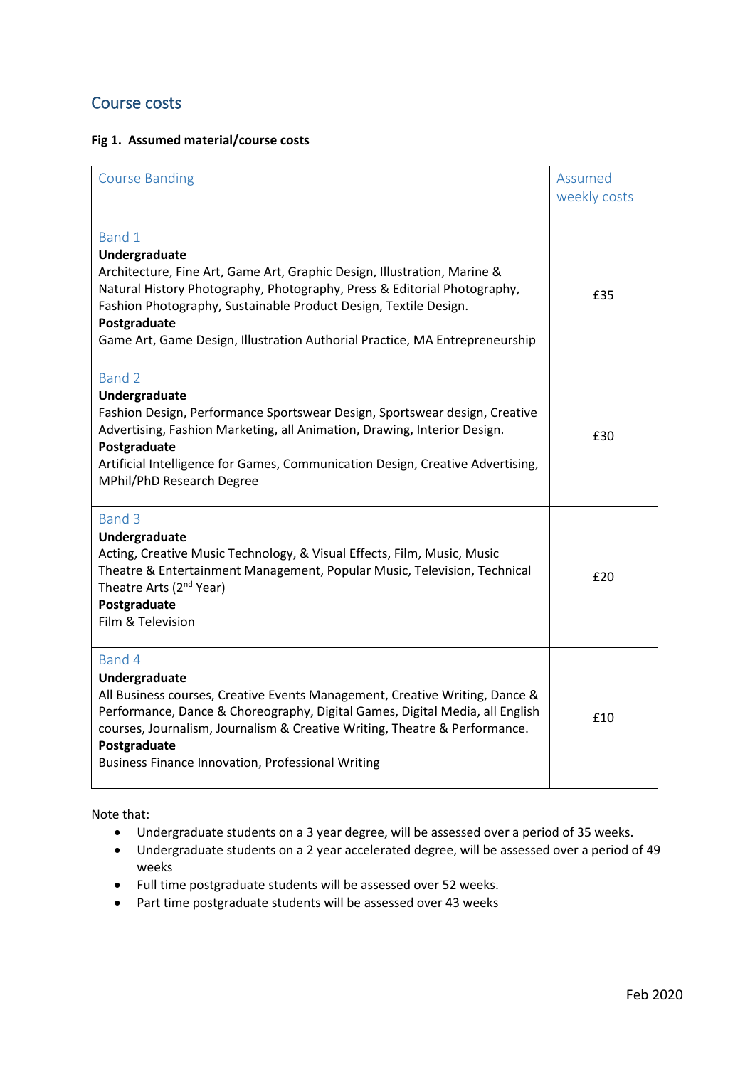## Course costs

**Fig 1. Assumed material/course costs**

| Course Banding | Assumed weekly costs |
|---|---|
| Band 1<br>**Undergraduate**<br>Architecture, Fine Art, Game Art, Graphic Design, Illustration, Marine & Natural History Photography, Photography, Press & Editorial Photography, Fashion Photography, Sustainable Product Design, Textile Design.<br>**Postgraduate**<br>Game Art, Game Design, Illustration Authorial Practice, MA Entrepreneurship | £35 |
| Band 2<br>**Undergraduate**<br>Fashion Design, Performance Sportswear Design, Sportswear design, Creative Advertising, Fashion Marketing, all Animation, Drawing, Interior Design.<br>**Postgraduate**<br>Artificial Intelligence for Games, Communication Design, Creative Advertising, MPhil/PhD Research Degree | £30 |
| Band 3<br>**Undergraduate**<br>Acting, Creative Music Technology, & Visual Effects, Film, Music, Music Theatre & Entertainment Management, Popular Music, Television, Technical Theatre Arts (2nd Year)<br>**Postgraduate**<br>Film & Television | £20 |
| Band 4<br>**Undergraduate**<br>All Business courses, Creative Events Management, Creative Writing, Dance & Performance, Dance & Choreography, Digital Games, Digital Media, all English courses, Journalism, Journalism & Creative Writing, Theatre & Performance.<br>**Postgraduate**<br>Business Finance Innovation, Professional Writing | £10 |

Note that:

- Undergraduate students on a 3 year degree, will be assessed over a period of 35 weeks.
- Undergraduate students on a 2 year accelerated degree, will be assessed over a period of 49 weeks
- Full time postgraduate students will be assessed over 52 weeks.
- Part time postgraduate students will be assessed over 43 weeks

Feb 2020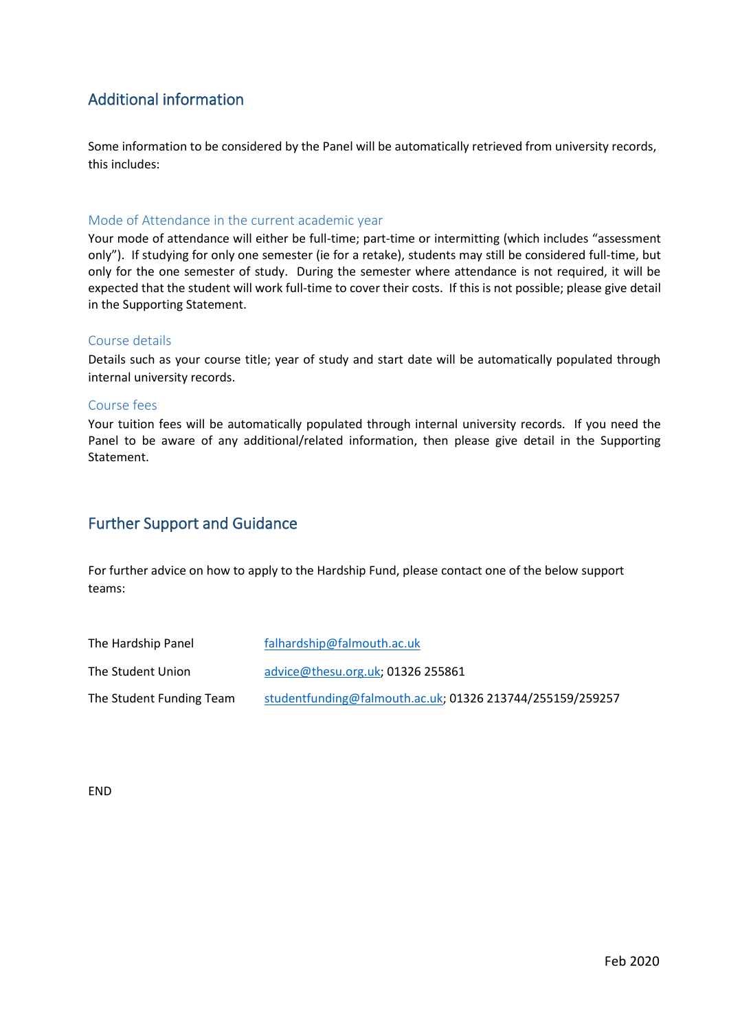## Additional information

Some information to be considered by the Panel will be automatically retrieved from university records, this includes:

### Mode of Attendance in the current academic year

Your mode of attendance will either be full-time; part-time or intermitting (which includes "assessment only"). If studying for only one semester (ie for a retake), students may still be considered full-time, but only for the one semester of study. During the semester where attendance is not required, it will be expected that the student will work full-time to cover their costs. If this is not possible; please give detail in the Supporting Statement.

### Course details

Details such as your course title; year of study and start date will be automatically populated through internal university records.

### Course fees

Your tuition fees will be automatically populated through internal university records. If you need the Panel to be aware of any additional/related information, then please give detail in the Supporting Statement.

## Further Support and Guidance

For further advice on how to apply to the Hardship Fund, please contact one of the below support teams:

| | |
|---|---|
| The Hardship Panel | falhardship@falmouth.ac.uk |
| The Student Union | advice@thesu.org.uk; 01326 255861 |
| The Student Funding Team | studentfunding@falmouth.ac.uk; 01326 213744/255159/259257 |

END

Feb 2020